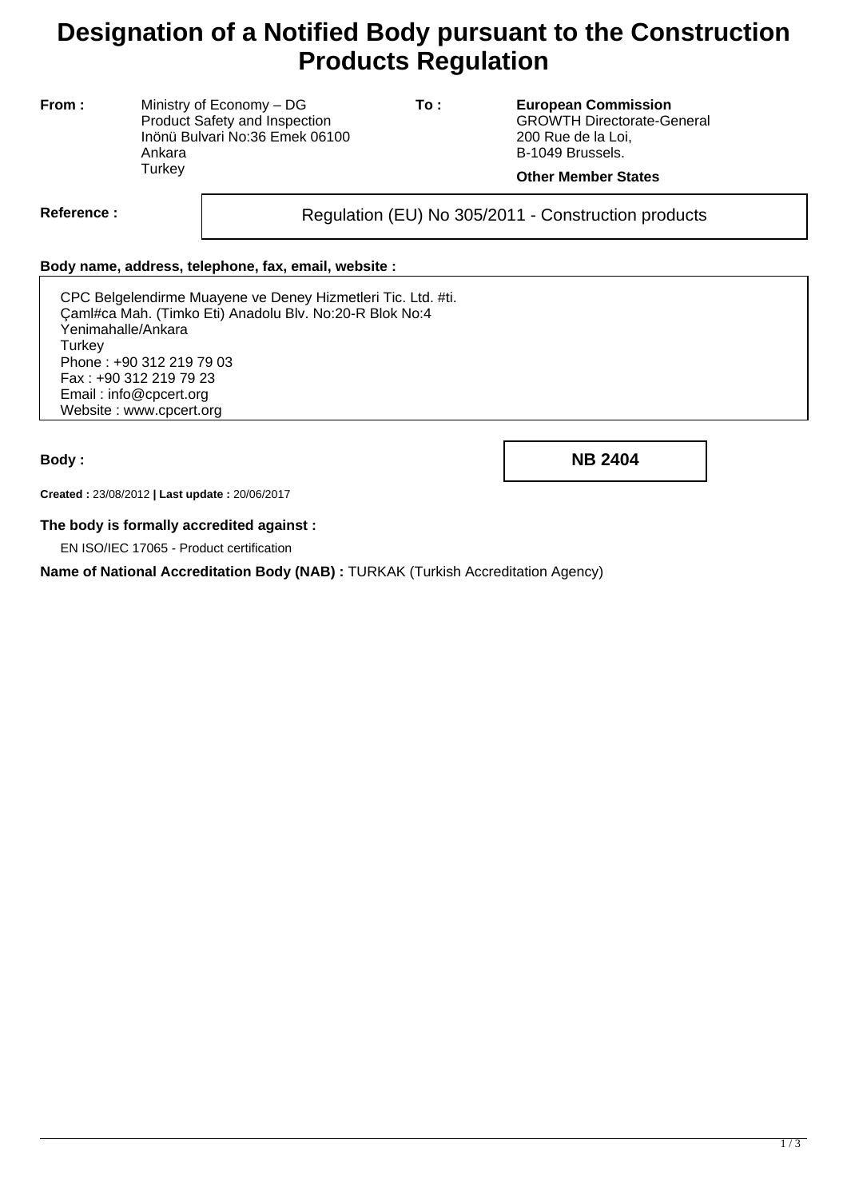# Designation of a Notified Body pursuant to the Construction Products Regulation

**From :**
Ministry of Economy – DG
Product Safety and Inspection
Inönü Bulvari No:36 Emek 06100
Ankara
Turkey

**To :**
**European Commission**
GROWTH Directorate-General
200 Rue de la Loi,
B-1049 Brussels.

**Other Member States**

**Reference :** Regulation (EU) No 305/2011 - Construction products

**Body name, address, telephone, fax, email, website :**

CPC Belgelendirme Muayene ve Deney Hizmetleri Tic. Ltd. #ti.
Çaml#ca Mah. (Timko Eti) Anadolu Blv. No:20-R Blok No:4
Yenimahalle/Ankara
Turkey
Phone : +90 312 219 79 03
Fax : +90 312 219 79 23
Email : info@cpcert.org
Website : www.cpcert.org

**Body :** **NB 2404**

**Created :** 23/08/2012 **| Last update :** 20/06/2017

**The body is formally accredited against :**

EN ISO/IEC 17065 - Product certification

**Name of National Accreditation Body (NAB) :** TURKAK (Turkish Accreditation Agency)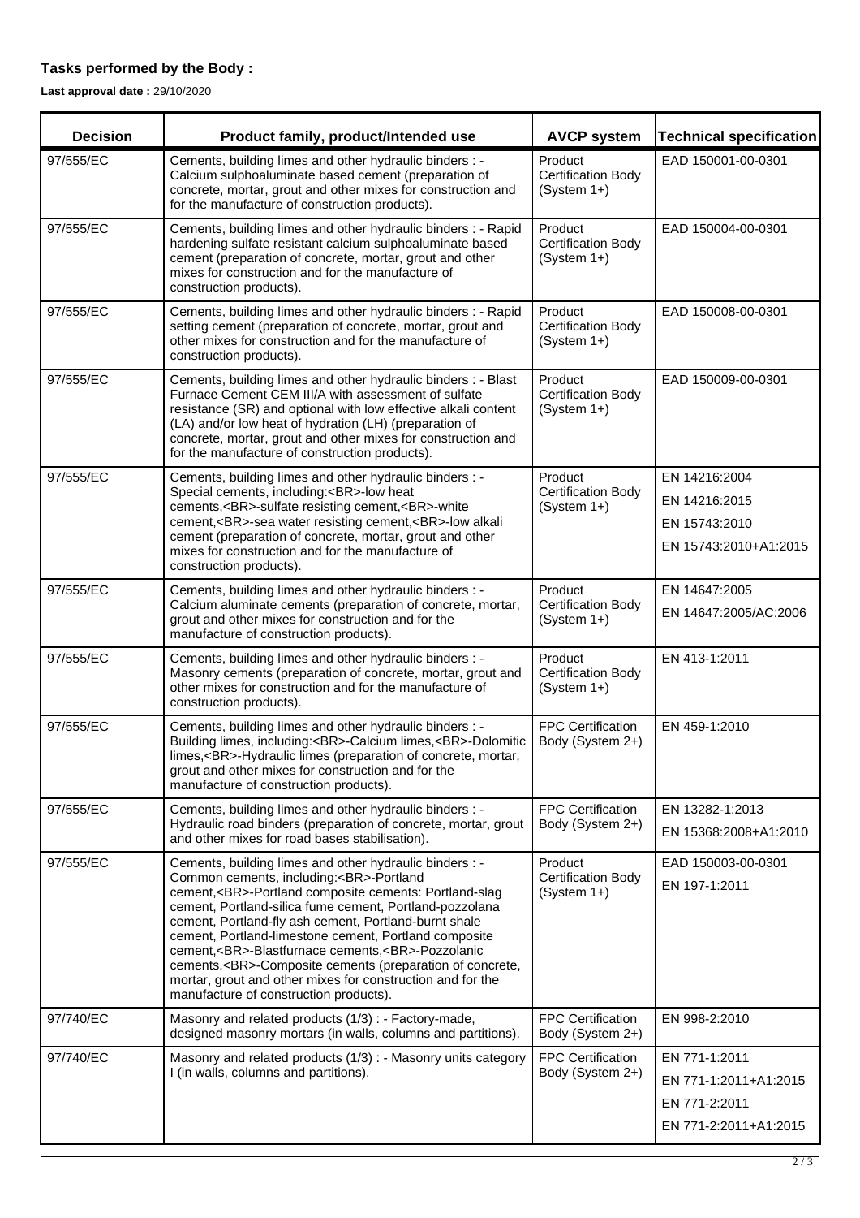### Tasks performed by the Body :

**Last approval date :** 29/10/2020

| Decision | Product family, product/Intended use | AVCP system | Technical specification |
|---|---|---|---|
| 97/555/EC | Cements, building limes and other hydraulic binders : - Calcium sulphoaluminate based cement (preparation of concrete, mortar, grout and other mixes for construction and for the manufacture of construction products). | Product Certification Body (System 1+) | EAD 150001-00-0301 |
| 97/555/EC | Cements, building limes and other hydraulic binders : - Rapid hardening sulfate resistant calcium sulphoaluminate based cement (preparation of concrete, mortar, grout and other mixes for construction and for the manufacture of construction products). | Product Certification Body (System 1+) | EAD 150004-00-0301 |
| 97/555/EC | Cements, building limes and other hydraulic binders : - Rapid setting cement (preparation of concrete, mortar, grout and other mixes for construction and for the manufacture of construction products). | Product Certification Body (System 1+) | EAD 150008-00-0301 |
| 97/555/EC | Cements, building limes and other hydraulic binders : - Blast Furnace Cement CEM III/A with assessment of sulfate resistance (SR) and optional with low effective alkali content (LA) and/or low heat of hydration (LH) (preparation of concrete, mortar, grout and other mixes for construction and for the manufacture of construction products). | Product Certification Body (System 1+) | EAD 150009-00-0301 |
| 97/555/EC | Cements, building limes and other hydraulic binders : - Special cements, including:<BR>-low heat cements,<BR>-sulfate resisting cement,<BR>-white cement,<BR>-sea water resisting cement,<BR>-low alkali cement (preparation of concrete, mortar, grout and other mixes for construction and for the manufacture of construction products). | Product Certification Body (System 1+) | EN 14216:2004<br>EN 14216:2015<br>EN 15743:2010<br>EN 15743:2010+A1:2015 |
| 97/555/EC | Cements, building limes and other hydraulic binders : - Calcium aluminate cements (preparation of concrete, mortar, grout and other mixes for construction and for the manufacture of construction products). | Product Certification Body (System 1+) | EN 14647:2005<br>EN 14647:2005/AC:2006 |
| 97/555/EC | Cements, building limes and other hydraulic binders : - Masonry cements (preparation of concrete, mortar, grout and other mixes for construction and for the manufacture of construction products). | Product Certification Body (System 1+) | EN 413-1:2011 |
| 97/555/EC | Cements, building limes and other hydraulic binders : - Building limes, including:<BR>-Calcium limes,<BR>-Dolomitic limes,<BR>-Hydraulic limes (preparation of concrete, mortar, grout and other mixes for construction and for the manufacture of construction products). | FPC Certification Body (System 2+) | EN 459-1:2010 |
| 97/555/EC | Cements, building limes and other hydraulic binders : - Hydraulic road binders (preparation of concrete, mortar, grout and other mixes for road bases stabilisation). | FPC Certification Body (System 2+) | EN 13282-1:2013<br>EN 15368:2008+A1:2010 |
| 97/555/EC | Cements, building limes and other hydraulic binders : - Common cements, including:<BR>-Portland cement,<BR>-Portland composite cements: Portland-slag cement, Portland-silica fume cement, Portland-pozzolana cement, Portland-fly ash cement, Portland-burnt shale cement, Portland-limestone cement, Portland composite cement,<BR>-Blastfurnace cements,<BR>-Pozzolanic cements,<BR>-Composite cements (preparation of concrete, mortar, grout and other mixes for construction and for the manufacture of construction products). | Product Certification Body (System 1+) | EAD 150003-00-0301<br>EN 197-1:2011 |
| 97/740/EC | Masonry and related products (1/3) : - Factory-made, designed masonry mortars (in walls, columns and partitions). | FPC Certification Body (System 2+) | EN 998-2:2010 |
| 97/740/EC | Masonry and related products (1/3) : - Masonry units category I (in walls, columns and partitions). | FPC Certification Body (System 2+) | EN 771-1:2011<br>EN 771-1:2011+A1:2015<br>EN 771-2:2011<br>EN 771-2:2011+A1:2015 |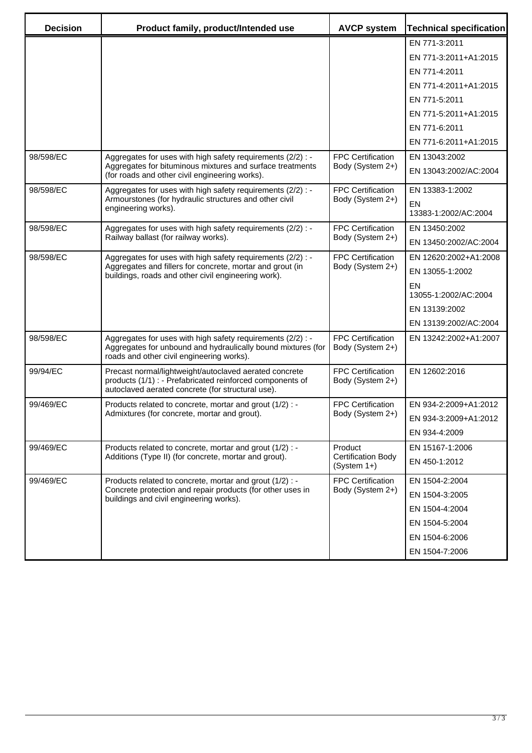| Decision | Product family, product/Intended use | AVCP system | Technical specification |
|---|---|---|---|
| | | | EN 771-3:2011 |
| | | | EN 771-3:2011+A1:2015 |
| | | | EN 771-4:2011 |
| | | | EN 771-4:2011+A1:2015 |
| | | | EN 771-5:2011 |
| | | | EN 771-5:2011+A1:2015 |
| | | | EN 771-6:2011 |
| | | | EN 771-6:2011+A1:2015 |
| 98/598/EC | Aggregates for uses with high safety requirements (2/2) : - Aggregates for bituminous mixtures and surface treatments (for roads and other civil engineering works). | FPC Certification Body (System 2+) | EN 13043:2002 |
| | | | EN 13043:2002/AC:2004 |
| 98/598/EC | Aggregates for uses with high safety requirements (2/2) : - Armourstones (for hydraulic structures and other civil engineering works). | FPC Certification Body (System 2+) | EN 13383-1:2002 |
| | | | EN 13383-1:2002/AC:2004 |
| 98/598/EC | Aggregates for uses with high safety requirements (2/2) : - Railway ballast (for railway works). | FPC Certification Body (System 2+) | EN 13450:2002 |
| | | | EN 13450:2002/AC:2004 |
| 98/598/EC | Aggregates for uses with high safety requirements (2/2) : - Aggregates and fillers for concrete, mortar and grout (in buildings, roads and other civil engineering work). | FPC Certification Body (System 2+) | EN 12620:2002+A1:2008 |
| | | | EN 13055-1:2002 |
| | | | EN 13055-1:2002/AC:2004 |
| | | | EN 13139:2002 |
| | | | EN 13139:2002/AC:2004 |
| 98/598/EC | Aggregates for uses with high safety requirements (2/2) : - Aggregates for unbound and hydraulically bound mixtures (for roads and other civil engineering works). | FPC Certification Body (System 2+) | EN 13242:2002+A1:2007 |
| 99/94/EC | Precast normal/lightweight/autoclaved aerated concrete products (1/1) : - Prefabricated reinforced components of autoclaved aerated concrete (for structural use). | FPC Certification Body (System 2+) | EN 12602:2016 |
| 99/469/EC | Products related to concrete, mortar and grout (1/2) : - Admixtures (for concrete, mortar and grout). | FPC Certification Body (System 2+) | EN 934-2:2009+A1:2012 |
| | | | EN 934-3:2009+A1:2012 |
| | | | EN 934-4:2009 |
| 99/469/EC | Products related to concrete, mortar and grout (1/2) : - Additions (Type II) (for concrete, mortar and grout). | Product Certification Body (System 1+) | EN 15167-1:2006 |
| | | | EN 450-1:2012 |
| 99/469/EC | Products related to concrete, mortar and grout (1/2) : - Concrete protection and repair products (for other uses in buildings and civil engineering works). | FPC Certification Body (System 2+) | EN 1504-2:2004 |
| | | | EN 1504-3:2005 |
| | | | EN 1504-4:2004 |
| | | | EN 1504-5:2004 |
| | | | EN 1504-6:2006 |
| | | | EN 1504-7:2006 |